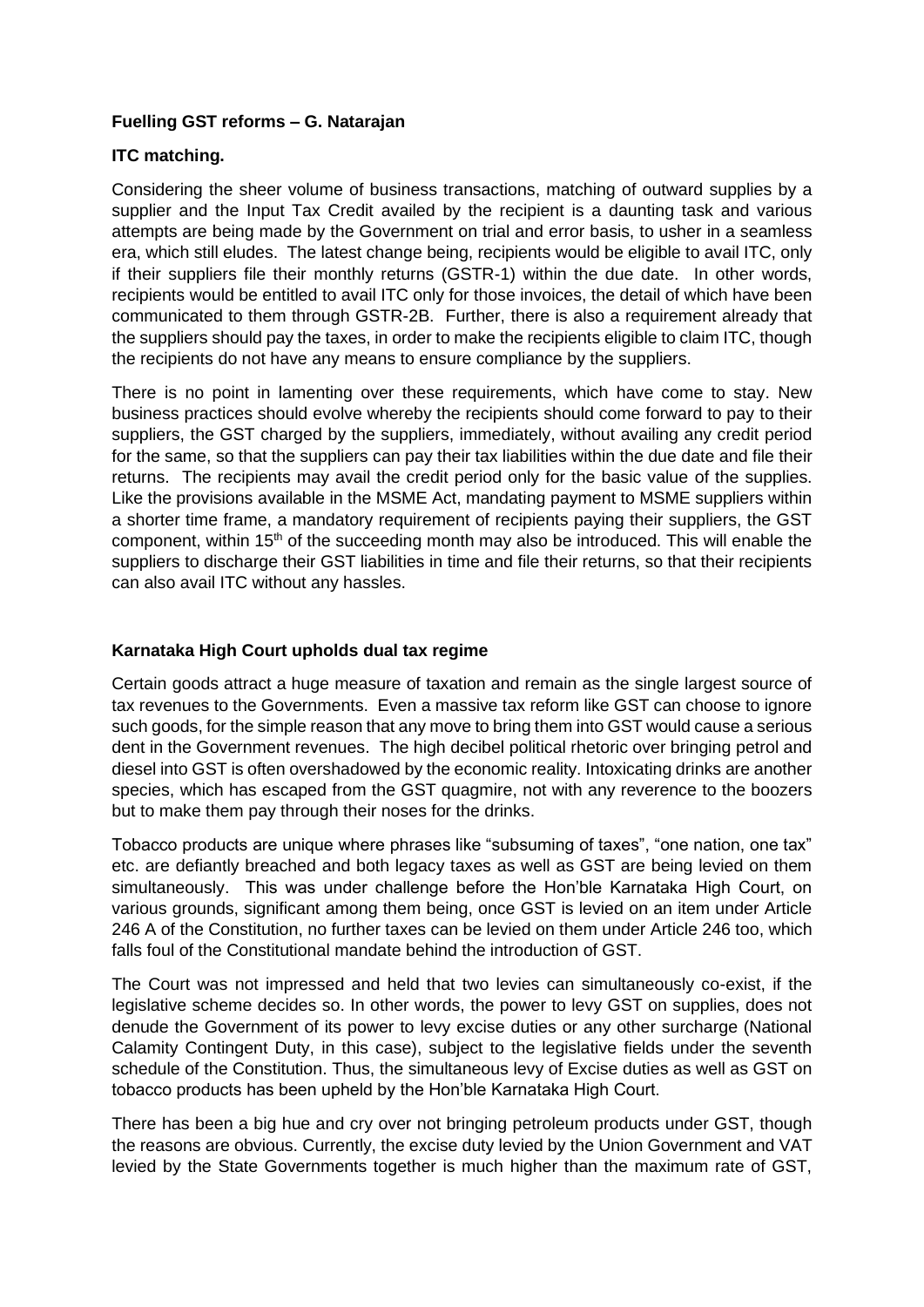**Fuelling GST reforms – G. Natarajan**

**ITC matching.**

Considering the sheer volume of business transactions, matching of outward supplies by a supplier and the Input Tax Credit availed by the recipient is a daunting task and various attempts are being made by the Government on trial and error basis, to usher in a seamless era, which still eludes. The latest change being, recipients would be eligible to avail ITC, only if their suppliers file their monthly returns (GSTR-1) within the due date. In other words, recipients would be entitled to avail ITC only for those invoices, the detail of which have been communicated to them through GSTR-2B. Further, there is also a requirement already that the suppliers should pay the taxes, in order to make the recipients eligible to claim ITC, though the recipients do not have any means to ensure compliance by the suppliers.

There is no point in lamenting over these requirements, which have come to stay. New business practices should evolve whereby the recipients should come forward to pay to their suppliers, the GST charged by the suppliers, immediately, without availing any credit period for the same, so that the suppliers can pay their tax liabilities within the due date and file their returns. The recipients may avail the credit period only for the basic value of the supplies. Like the provisions available in the MSME Act, mandating payment to MSME suppliers within a shorter time frame, a mandatory requirement of recipients paying their suppliers, the GST component, within 15th of the succeeding month may also be introduced. This will enable the suppliers to discharge their GST liabilities in time and file their returns, so that their recipients can also avail ITC without any hassles.

**Karnataka High Court upholds dual tax regime**

Certain goods attract a huge measure of taxation and remain as the single largest source of tax revenues to the Governments. Even a massive tax reform like GST can choose to ignore such goods, for the simple reason that any move to bring them into GST would cause a serious dent in the Government revenues. The high decibel political rhetoric over bringing petrol and diesel into GST is often overshadowed by the economic reality. Intoxicating drinks are another species, which has escaped from the GST quagmire, not with any reverence to the boozers but to make them pay through their noses for the drinks.

Tobacco products are unique where phrases like "subsuming of taxes", "one nation, one tax" etc. are defiantly breached and both legacy taxes as well as GST are being levied on them simultaneously. This was under challenge before the Hon'ble Karnataka High Court, on various grounds, significant among them being, once GST is levied on an item under Article 246 A of the Constitution, no further taxes can be levied on them under Article 246 too, which falls foul of the Constitutional mandate behind the introduction of GST.

The Court was not impressed and held that two levies can simultaneously co-exist, if the legislative scheme decides so. In other words, the power to levy GST on supplies, does not denude the Government of its power to levy excise duties or any other surcharge (National Calamity Contingent Duty, in this case), subject to the legislative fields under the seventh schedule of the Constitution. Thus, the simultaneous levy of Excise duties as well as GST on tobacco products has been upheld by the Hon'ble Karnataka High Court.

There has been a big hue and cry over not bringing petroleum products under GST, though the reasons are obvious. Currently, the excise duty levied by the Union Government and VAT levied by the State Governments together is much higher than the maximum rate of GST,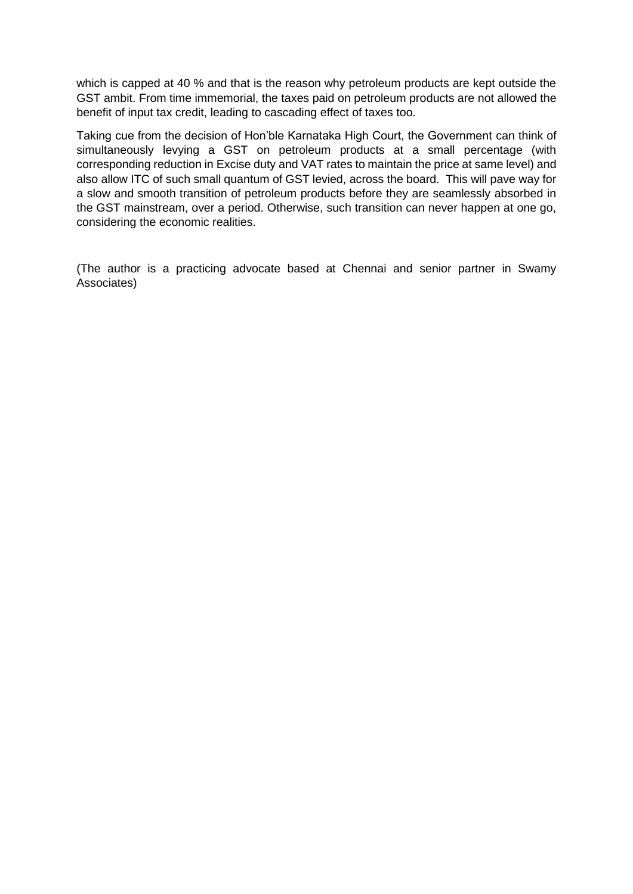which is capped at 40 % and that is the reason why petroleum products are kept outside the GST ambit. From time immemorial, the taxes paid on petroleum products are not allowed the benefit of input tax credit, leading to cascading effect of taxes too.

Taking cue from the decision of Hon'ble Karnataka High Court, the Government can think of simultaneously levying a GST on petroleum products at a small percentage (with corresponding reduction in Excise duty and VAT rates to maintain the price at same level) and also allow ITC of such small quantum of GST levied, across the board. This will pave way for a slow and smooth transition of petroleum products before they are seamlessly absorbed in the GST mainstream, over a period. Otherwise, such transition can never happen at one go, considering the economic realities.

(The author is a practicing advocate based at Chennai and senior partner in Swamy Associates)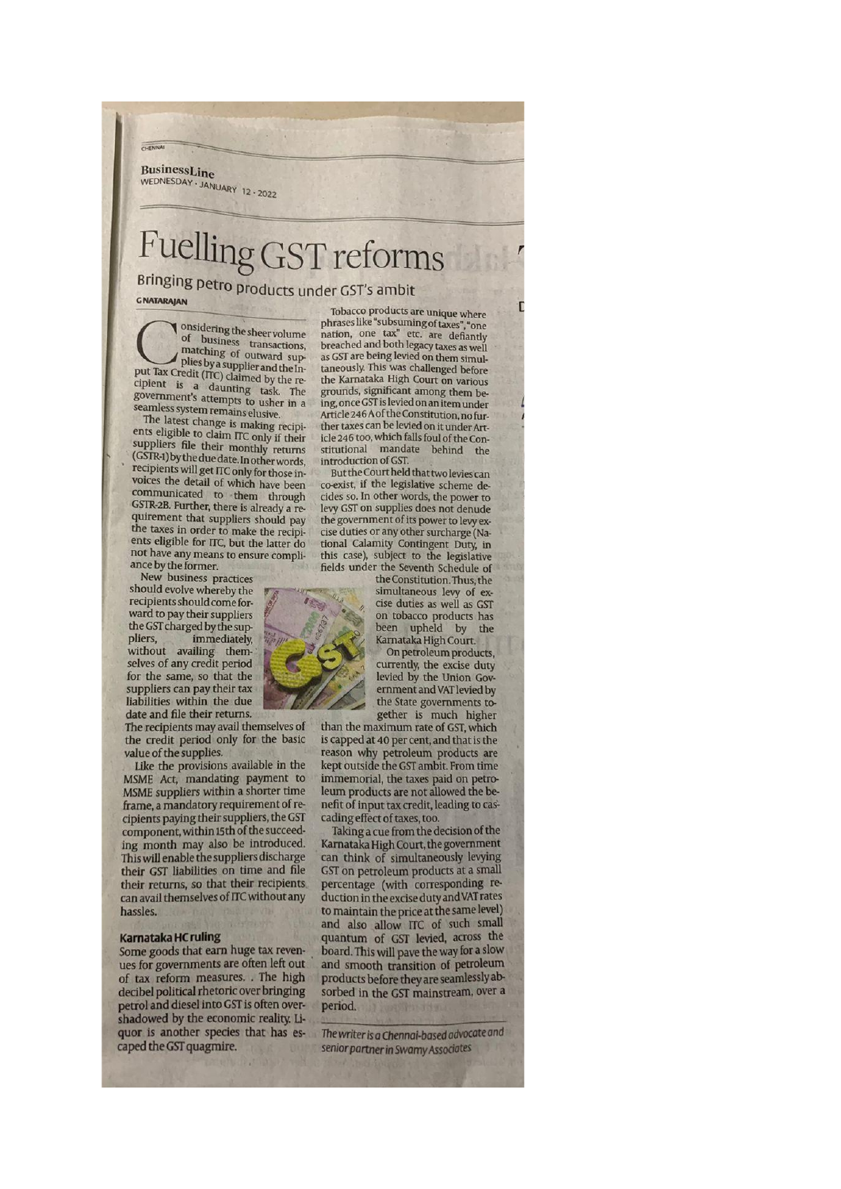BusinessLine
WEDNESDAY · JANUARY 12 · 2022

# Fuelling GST reforms

## Bringing petro products under GST's ambit

**G NATARAJAN**

Considering the sheer volume of business transactions, matching of outward supplies by a supplier and the Input Tax Credit (ITC) claimed by the recipient is a daunting task. The government's attempts to usher in a seamless system remains elusive.

The latest change is making recipients eligible to claim ITC only if their suppliers file their monthly returns (GSTR-1) by the due date. In other words, recipients will get ITC only for those invoices the detail of which have been communicated to them through GSTR-2B. Further, there is already a requirement that suppliers should pay the taxes in order to make the recipients eligible for ITC, but the latter do not have any means to ensure compliance by the former.

New business practices should evolve whereby the recipients should come forward to pay their suppliers the GST charged by the suppliers, immediately, without availing themselves of any credit period for the same, so that the suppliers can pay their tax liabilities within the due date and file their returns. The recipients may avail themselves of the credit period only for the basic value of the supplies.

Like the provisions available in the MSME Act, mandating payment to MSME suppliers within a shorter time frame, a mandatory requirement of recipients paying their suppliers, the GST component, within 15th of the succeeding month may also be introduced. This will enable the suppliers discharge their GST liabilities on time and file their returns, so that their recipients can avail themselves of ITC without any hassles.

### Karnataka HC ruling

Some goods that earn huge tax revenues for governments are often left out of tax reform measures. . The high decibel political rhetoric over bringing petrol and diesel into GST is often overshadowed by the economic reality. Liquor is another species that has escaped the GST quagmire.

Tobacco products are unique where phrases like "subsuming of taxes", "one nation, one tax" etc. are defiantly breached and both legacy taxes as well as GST are being levied on them simultaneously. This was challenged before the Karnataka High Court on various grounds, significant among them being, once GST is levied on an item under Article 246 A of the Constitution, no further taxes can be levied on it under Article 246 too, which falls foul of the Constitutional mandate behind the introduction of GST.

But the Court held that two levies can co-exist, if the legislative scheme decides so. In other words, the power to levy GST on supplies does not denude the government of its power to levy excise duties or any other surcharge (National Calamity Contingent Duty, in this case), subject to the legislative fields under the Seventh Schedule of the Constitution. Thus, the simultaneous levy of excise duties as well as GST on tobacco products has been upheld by the Karnataka High Court.

On petroleum products, currently, the excise duty levied by the Union Government and VAT levied by the State governments together is much higher than the maximum rate of GST, which is capped at 40 per cent, and that is the reason why petroleum products are kept outside the GST ambit. From time immemorial, the taxes paid on petroleum products are not allowed the benefit of input tax credit, leading to cascading effect of taxes, too.

Taking a cue from the decision of the Karnataka High Court, the government can think of simultaneously levying GST on petroleum products at a small percentage (with corresponding reduction in the excise duty and VAT rates to maintain the price at the same level) and also allow ITC of such small quantum of GST levied, across the board. This will pave the way for a slow and smooth transition of petroleum products before they are seamlessly absorbed in the GST mainstream, over a period.

*The writer is a Chennai-based advocate and senior partner in Swamy Associates*